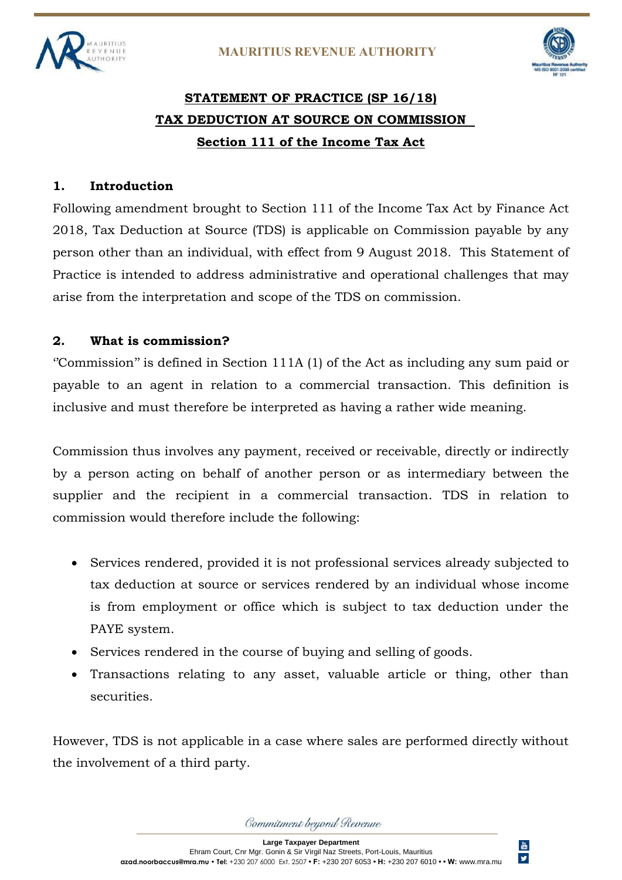**MAURITIUS REVENUE AUTHORITY**

# STATEMENT OF PRACTICE (SP 16/18)
# TAX DEDUCTION AT SOURCE ON COMMISSION
## Section 111 of the Income Tax Act

### 1. Introduction

Following amendment brought to Section 111 of the Income Tax Act by Finance Act 2018, Tax Deduction at Source (TDS) is applicable on Commission payable by any person other than an individual, with effect from 9 August 2018. This Statement of Practice is intended to address administrative and operational challenges that may arise from the interpretation and scope of the TDS on commission.

### 2. What is commission?

"Commission" is defined in Section 111A (1) of the Act as including any sum paid or payable to an agent in relation to a commercial transaction. This definition is inclusive and must therefore be interpreted as having a rather wide meaning.

Commission thus involves any payment, received or receivable, directly or indirectly by a person acting on behalf of another person or as intermediary between the supplier and the recipient in a commercial transaction. TDS in relation to commission would therefore include the following:

- Services rendered, provided it is not professional services already subjected to tax deduction at source or services rendered by an individual whose income is from employment or office which is subject to tax deduction under the PAYE system.
- Services rendered in the course of buying and selling of goods.
- Transactions relating to any asset, valuable article or thing, other than securities.

However, TDS is not applicable in a case where sales are performed directly without the involvement of a third party.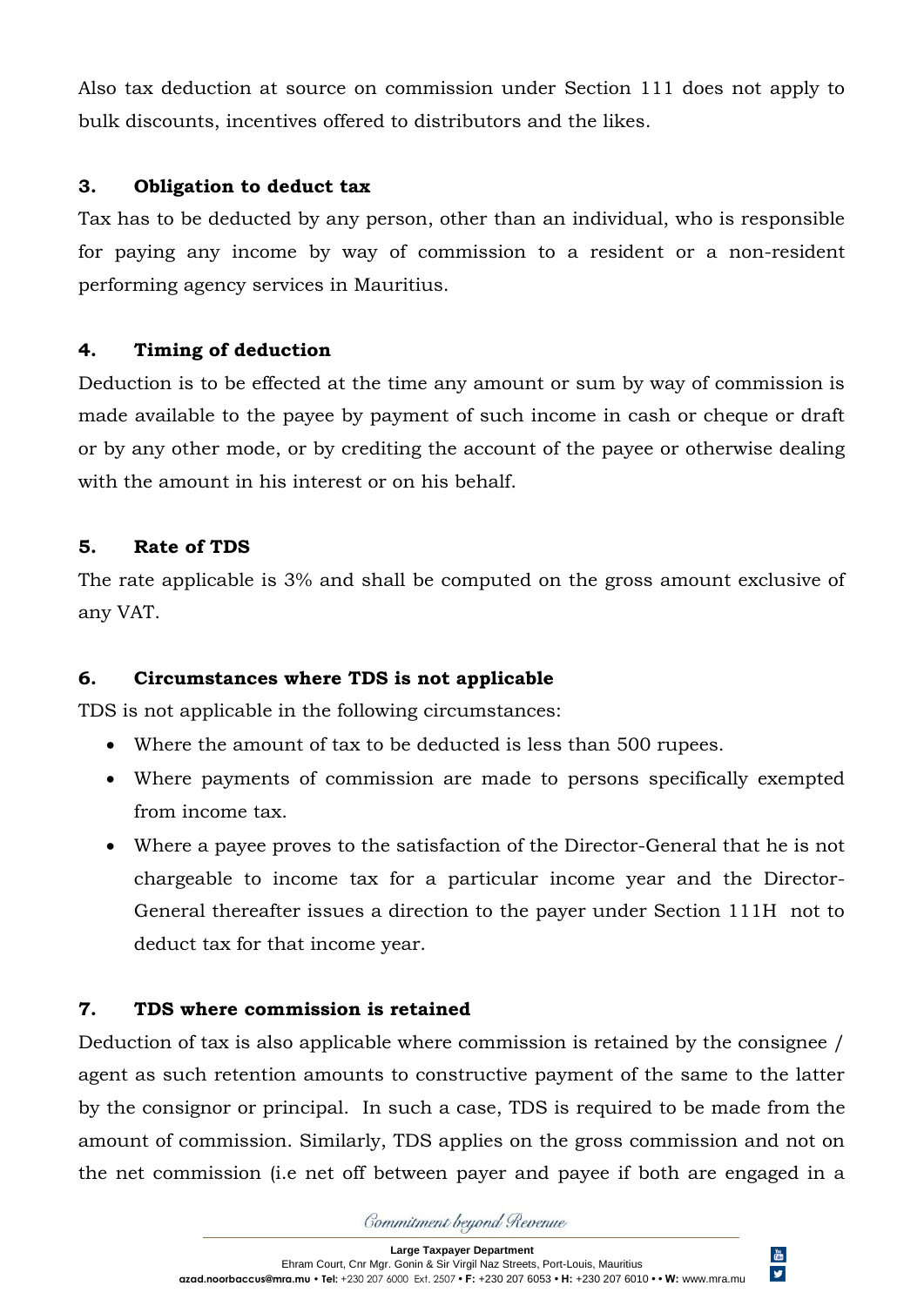Also tax deduction at source on commission under Section 111 does not apply to bulk discounts, incentives offered to distributors and the likes.

## 3. Obligation to deduct tax

Tax has to be deducted by any person, other than an individual, who is responsible for paying any income by way of commission to a resident or a non-resident performing agency services in Mauritius.

## 4. Timing of deduction

Deduction is to be effected at the time any amount or sum by way of commission is made available to the payee by payment of such income in cash or cheque or draft or by any other mode, or by crediting the account of the payee or otherwise dealing with the amount in his interest or on his behalf.

## 5. Rate of TDS

The rate applicable is 3% and shall be computed on the gross amount exclusive of any VAT.

## 6. Circumstances where TDS is not applicable

TDS is not applicable in the following circumstances:

- Where the amount of tax to be deducted is less than 500 rupees.
- Where payments of commission are made to persons specifically exempted from income tax.
- Where a payee proves to the satisfaction of the Director-General that he is not chargeable to income tax for a particular income year and the Director-General thereafter issues a direction to the payer under Section 111H not to deduct tax for that income year.

## 7. TDS where commission is retained

Deduction of tax is also applicable where commission is retained by the consignee / agent as such retention amounts to constructive payment of the same to the latter by the consignor or principal. In such a case, TDS is required to be made from the amount of commission. Similarly, TDS applies on the gross commission and not on the net commission (i.e net off between payer and payee if both are engaged in a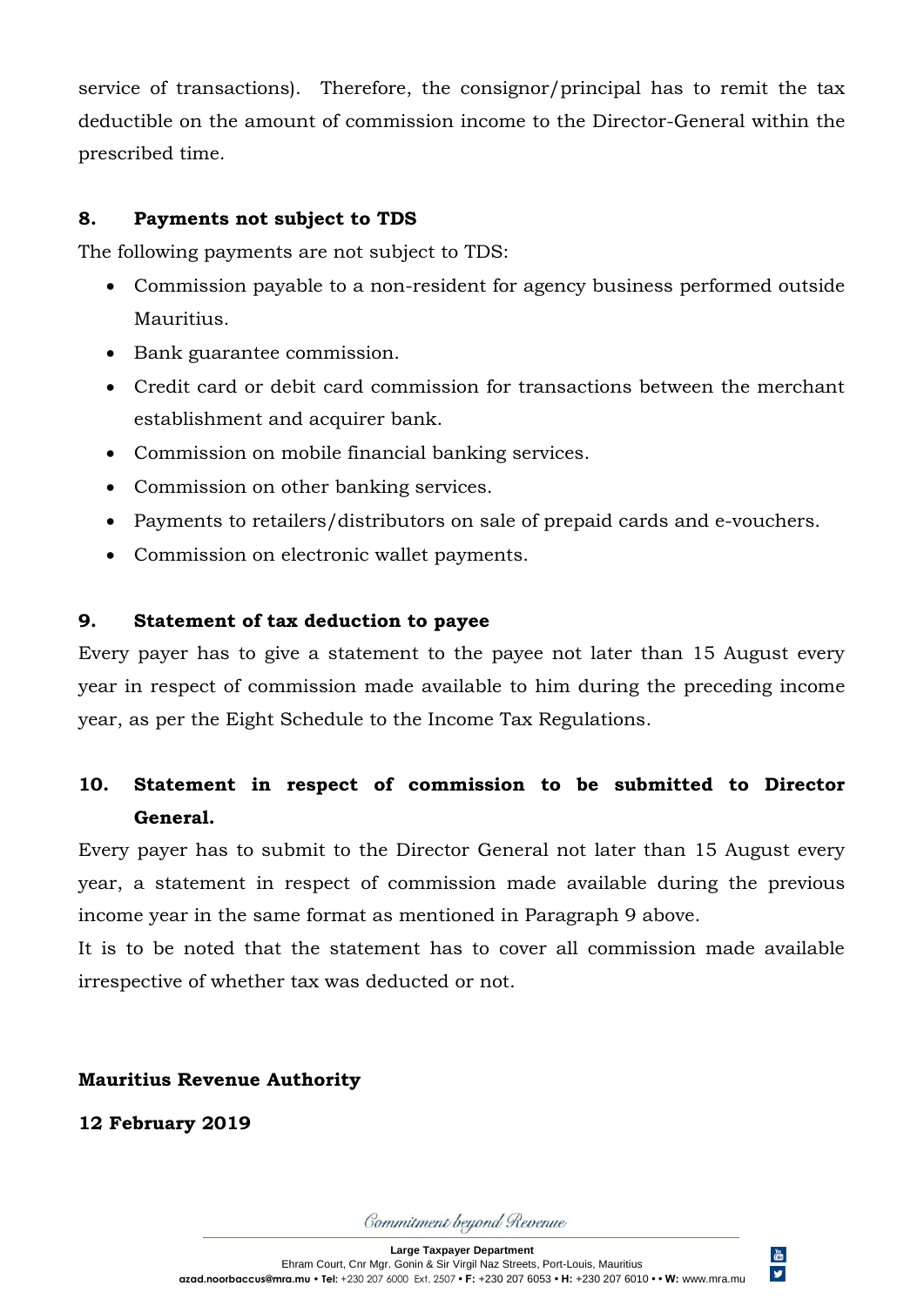service of transactions). Therefore, the consignor/principal has to remit the tax deductible on the amount of commission income to the Director-General within the prescribed time.

## 8. Payments not subject to TDS

The following payments are not subject to TDS:

- Commission payable to a non-resident for agency business performed outside Mauritius.
- Bank guarantee commission.
- Credit card or debit card commission for transactions between the merchant establishment and acquirer bank.
- Commission on mobile financial banking services.
- Commission on other banking services.
- Payments to retailers/distributors on sale of prepaid cards and e-vouchers.
- Commission on electronic wallet payments.

## 9. Statement of tax deduction to payee

Every payer has to give a statement to the payee not later than 15 August every year in respect of commission made available to him during the preceding income year, as per the Eight Schedule to the Income Tax Regulations.

## 10. Statement in respect of commission to be submitted to Director General.

Every payer has to submit to the Director General not later than 15 August every year, a statement in respect of commission made available during the previous income year in the same format as mentioned in Paragraph 9 above.

It is to be noted that the statement has to cover all commission made available irrespective of whether tax was deducted or not.

**Mauritius Revenue Authority**

**12 February 2019**